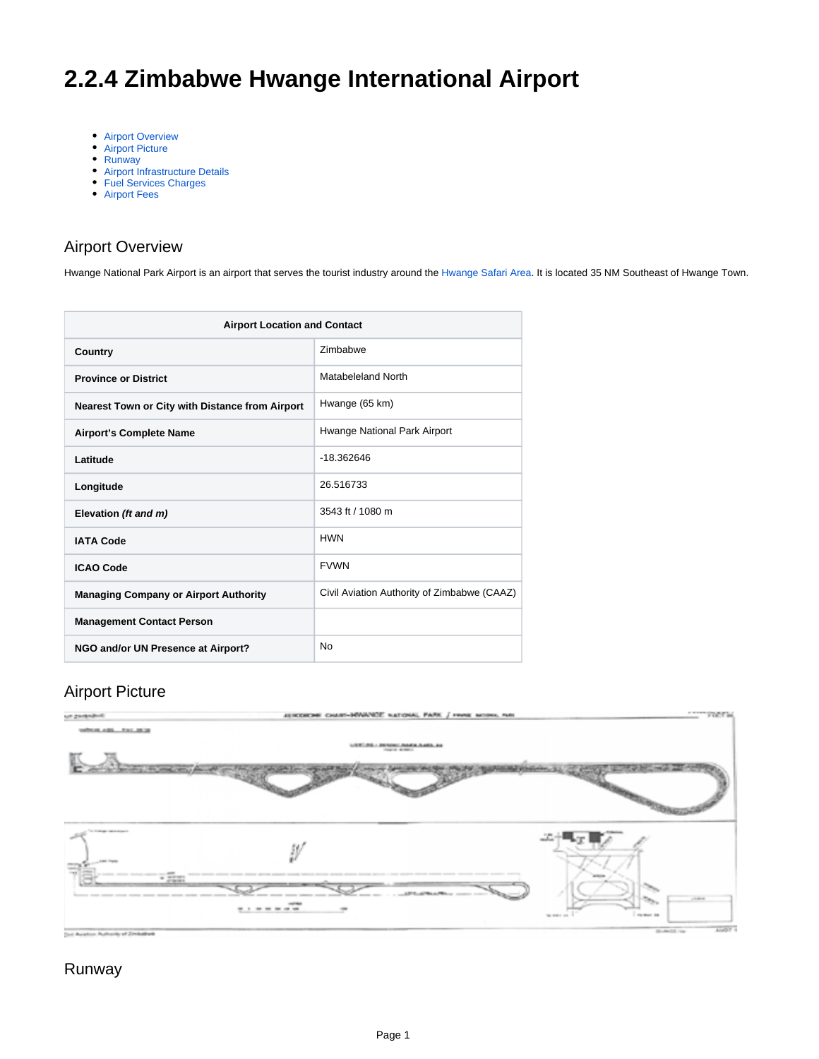# 2.2.4 Zimbabwe Hwange International Airport

- Airport Overview
- Airport Picture
- Runway
- Airport Infrastructure Details
- Fuel Services Charges
- Airport Fees

## Airport Overview

Hwange National Park Airport is an airport that serves the tourist industry around the Hwange Safari Area. It is located 35 NM Southeast of Hwange Town.

| Airport Location and Contact | |
|---|---|
| **Country** | Zimbabwe |
| **Province or District** | Matabeleland North |
| **Nearest Town or City with Distance from Airport** | Hwange (65 km) |
| **Airport's Complete Name** | Hwange National Park Airport |
| **Latitude** | -18.362646 |
| **Longitude** | 26.516733 |
| **Elevation *(ft and m)*** | 3543 ft / 1080 m |
| **IATA Code** | HWN |
| **ICAO Code** | FVWN |
| **Managing Company or Airport Authority** | Civil Aviation Authority of Zimbabwe (CAAZ) |
| **Management Contact Person** | |
| **NGO and/or UN Presence at Airport?** | No |

## Airport Picture

## Runway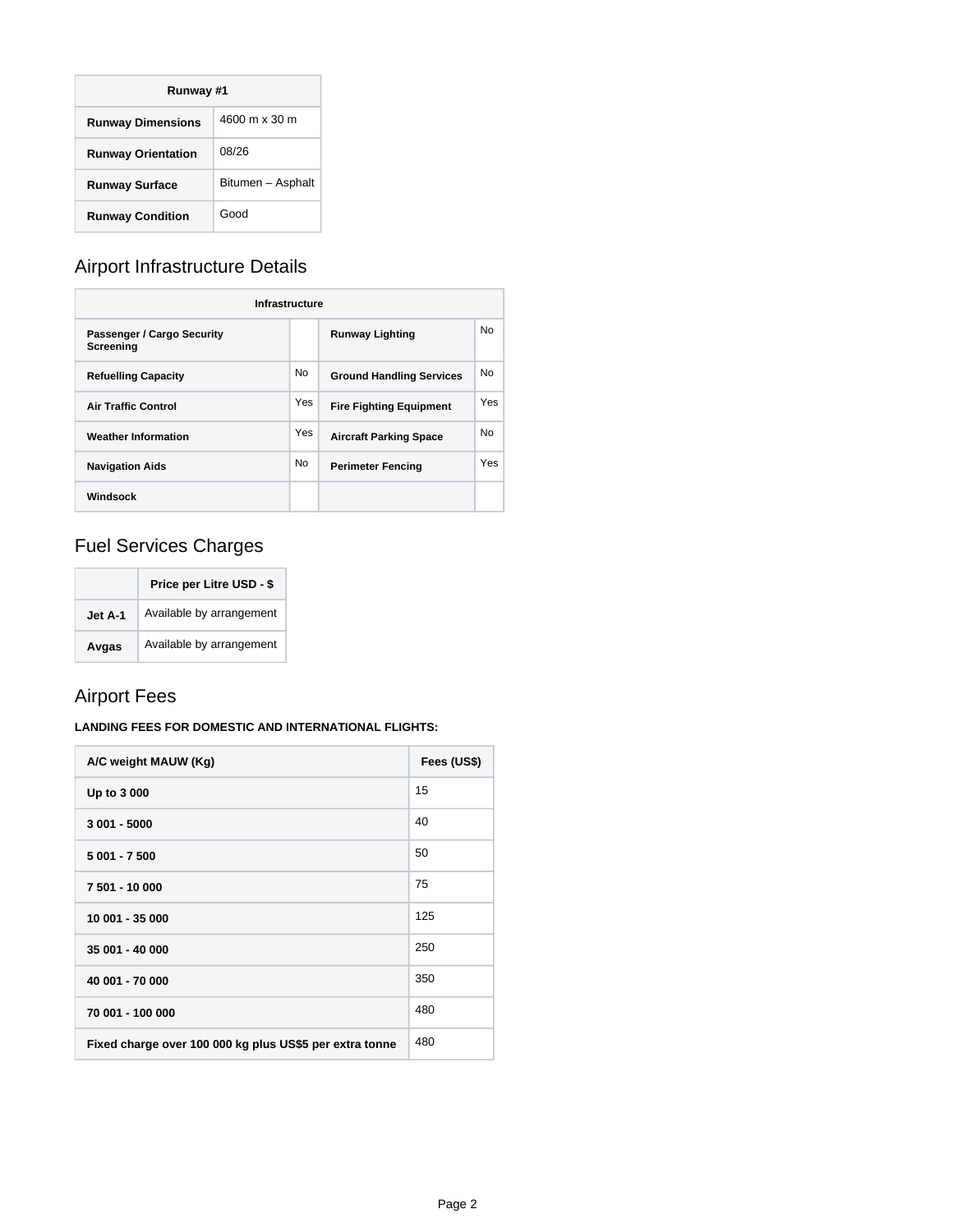| Runway #1 | |
|---|---|
| **Runway Dimensions** | 4600 m x 30 m |
| **Runway Orientation** | 08/26 |
| **Runway Surface** | Bitumen – Asphalt |
| **Runway Condition** | Good |

## Airport Infrastructure Details

| Infrastructure | | | |
|---|---|---|---|
| **Passenger / Cargo Security Screening** | | **Runway Lighting** | No |
| **Refuelling Capacity** | No | **Ground Handling Services** | No |
| **Air Traffic Control** | Yes | **Fire Fighting Equipment** | Yes |
| **Weather Information** | Yes | **Aircraft Parking Space** | No |
| **Navigation Aids** | No | **Perimeter Fencing** | Yes |
| **Windsock** | | | |

## Fuel Services Charges

| | Price per Litre USD - $ |
|---|---|
| **Jet A-1** | Available by arrangement |
| **Avgas** | Available by arrangement |

## Airport Fees

**LANDING FEES FOR DOMESTIC AND INTERNATIONAL FLIGHTS:**

| A/C weight MAUW (Kg) | Fees (US$) |
|---|---|
| **Up to 3 000** | 15 |
| **3 001 - 5000** | 40 |
| **5 001 - 7 500** | 50 |
| **7 501 - 10 000** | 75 |
| **10 001 - 35 000** | 125 |
| **35 001 - 40 000** | 250 |
| **40 001 - 70 000** | 350 |
| **70 001 - 100 000** | 480 |
| **Fixed charge over 100 000 kg plus US$5 per extra tonne** | 480 |